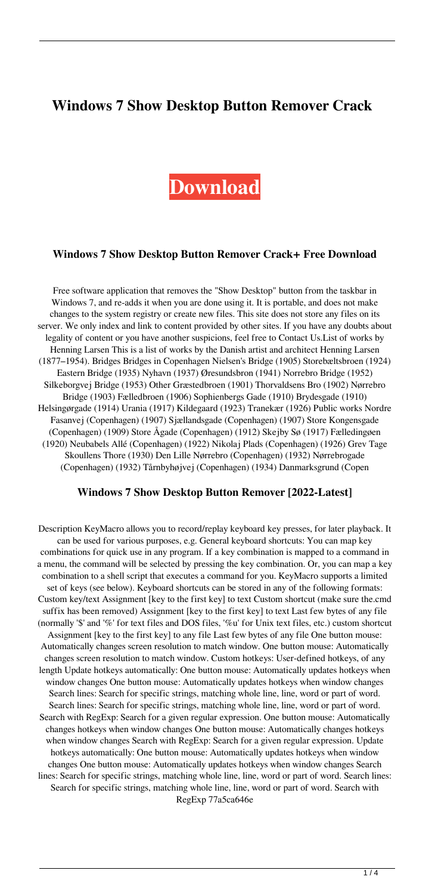# Windows 7 Show Desktop Button Remover Crack

**Download**

## Windows 7 Show Desktop Button Remover Crack+ Free Download

Free software application that removes the "Show Desktop" button from the taskbar in Windows 7, and re-adds it when you are done using it. It is portable, and does not make changes to the system registry or create new files. This site does not store any files on its server. We only index and link to content provided by other sites. If you have any doubts about legality of content or you have another suspicions, feel free to Contact Us.List of works by Henning Larsen This is a list of works by the Danish artist and architect Henning Larsen (1877–1954). Bridges Bridges in Copenhagen Nielsen's Bridge (1905) Storebæltsbroen (1924) Eastern Bridge (1935) Nyhavn (1937) Øresundsbron (1941) Norrebro Bridge (1952) Silkeborgvej Bridge (1953) Other Græstedbroen (1901) Thorvaldsens Bro (1902) Nørrebro Bridge (1903) Fælledbroen (1906) Sophienbergs Gade (1910) Brydesgade (1910) Helsingørgade (1914) Urania (1917) Kildegaard (1923) Tranekær (1926) Public works Nordre Fasanvej (Copenhagen) (1907) Sjællandsgade (Copenhagen) (1907) Store Kongensgade (Copenhagen) (1909) Store Ågade (Copenhagen) (1912) Skejby Sø (1917) Fælledingøen (1920) Neubabels Allé (Copenhagen) (1922) Nikolaj Plads (Copenhagen) (1926) Grev Tage Skoullens Thore (1930) Den Lille Nørrebro (Copenhagen) (1932) Nørrebrogade (Copenhagen) (1932) Tårnbyhøjvej (Copenhagen) (1934) Danmarksgrund (Copen

## Windows 7 Show Desktop Button Remover [2022-Latest]

Description KeyMacro allows you to record/replay keyboard key presses, for later playback. It can be used for various purposes, e.g. General keyboard shortcuts: You can map key combinations for quick use in any program. If a key combination is mapped to a command in a menu, the command will be selected by pressing the key combination. Or, you can map a key combination to a shell script that executes a command for you. KeyMacro supports a limited set of keys (see below). Keyboard shortcuts can be stored in any of the following formats: Custom key/text Assignment [key to the first key] to text Custom shortcut (make sure the.cmd suffix has been removed) Assignment [key to the first key] to text Last few bytes of any file (normally '$' and '%' for text files and DOS files, '%u' for Unix text files, etc.) custom shortcut Assignment [key to the first key] to any file Last few bytes of any file One button mouse: Automatically changes screen resolution to match window. One button mouse: Automatically changes screen resolution to match window. Custom hotkeys: User-defined hotkeys, of any length Update hotkeys automatically: One button mouse: Automatically updates hotkeys when window changes One button mouse: Automatically updates hotkeys when window changes Search lines: Search for specific strings, matching whole line, line, word or part of word. Search lines: Search for specific strings, matching whole line, line, word or part of word. Search with RegExp: Search for a given regular expression. One button mouse: Automatically changes hotkeys when window changes One button mouse: Automatically changes hotkeys when window changes Search with RegExp: Search for a given regular expression. Update hotkeys automatically: One button mouse: Automatically updates hotkeys when window changes One button mouse: Automatically updates hotkeys when window changes Search lines: Search for specific strings, matching whole line, line, word or part of word. Search lines: Search for specific strings, matching whole line, line, word or part of word. Search with RegExp 77a5ca646e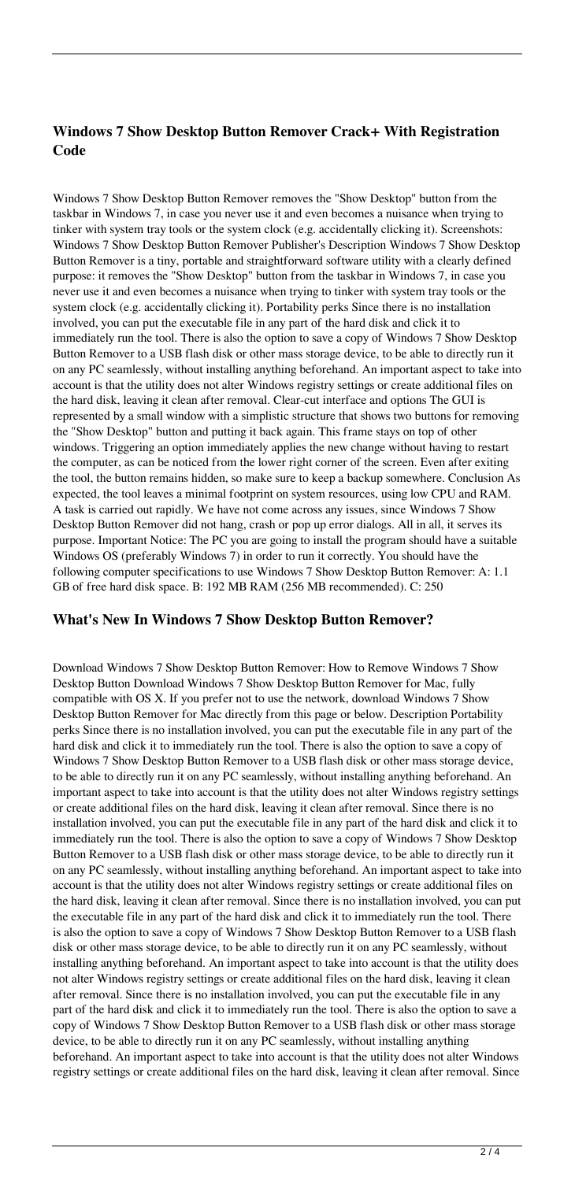## Windows 7 Show Desktop Button Remover Crack+ With Registration Code

Windows 7 Show Desktop Button Remover removes the "Show Desktop" button from the taskbar in Windows 7, in case you never use it and even becomes a nuisance when trying to tinker with system tray tools or the system clock (e.g. accidentally clicking it). Screenshots: Windows 7 Show Desktop Button Remover Publisher's Description Windows 7 Show Desktop Button Remover is a tiny, portable and straightforward software utility with a clearly defined purpose: it removes the "Show Desktop" button from the taskbar in Windows 7, in case you never use it and even becomes a nuisance when trying to tinker with system tray tools or the system clock (e.g. accidentally clicking it). Portability perks Since there is no installation involved, you can put the executable file in any part of the hard disk and click it to immediately run the tool. There is also the option to save a copy of Windows 7 Show Desktop Button Remover to a USB flash disk or other mass storage device, to be able to directly run it on any PC seamlessly, without installing anything beforehand. An important aspect to take into account is that the utility does not alter Windows registry settings or create additional files on the hard disk, leaving it clean after removal. Clear-cut interface and options The GUI is represented by a small window with a simplistic structure that shows two buttons for removing the "Show Desktop" button and putting it back again. This frame stays on top of other windows. Triggering an option immediately applies the new change without having to restart the computer, as can be noticed from the lower right corner of the screen. Even after exiting the tool, the button remains hidden, so make sure to keep a backup somewhere. Conclusion As expected, the tool leaves a minimal footprint on system resources, using low CPU and RAM. A task is carried out rapidly. We have not come across any issues, since Windows 7 Show Desktop Button Remover did not hang, crash or pop up error dialogs. All in all, it serves its purpose. Important Notice: The PC you are going to install the program should have a suitable Windows OS (preferably Windows 7) in order to run it correctly. You should have the following computer specifications to use Windows 7 Show Desktop Button Remover: A: 1.1 GB of free hard disk space. B: 192 MB RAM (256 MB recommended). C: 250

## What's New In Windows 7 Show Desktop Button Remover?

Download Windows 7 Show Desktop Button Remover: How to Remove Windows 7 Show Desktop Button Download Windows 7 Show Desktop Button Remover for Mac, fully compatible with OS X. If you prefer not to use the network, download Windows 7 Show Desktop Button Remover for Mac directly from this page or below. Description Portability perks Since there is no installation involved, you can put the executable file in any part of the hard disk and click it to immediately run the tool. There is also the option to save a copy of Windows 7 Show Desktop Button Remover to a USB flash disk or other mass storage device, to be able to directly run it on any PC seamlessly, without installing anything beforehand. An important aspect to take into account is that the utility does not alter Windows registry settings or create additional files on the hard disk, leaving it clean after removal. Since there is no installation involved, you can put the executable file in any part of the hard disk and click it to immediately run the tool. There is also the option to save a copy of Windows 7 Show Desktop Button Remover to a USB flash disk or other mass storage device, to be able to directly run it on any PC seamlessly, without installing anything beforehand. An important aspect to take into account is that the utility does not alter Windows registry settings or create additional files on the hard disk, leaving it clean after removal. Since there is no installation involved, you can put the executable file in any part of the hard disk and click it to immediately run the tool. There is also the option to save a copy of Windows 7 Show Desktop Button Remover to a USB flash disk or other mass storage device, to be able to directly run it on any PC seamlessly, without installing anything beforehand. An important aspect to take into account is that the utility does not alter Windows registry settings or create additional files on the hard disk, leaving it clean after removal. Since there is no installation involved, you can put the executable file in any part of the hard disk and click it to immediately run the tool. There is also the option to save a copy of Windows 7 Show Desktop Button Remover to a USB flash disk or other mass storage device, to be able to directly run it on any PC seamlessly, without installing anything beforehand. An important aspect to take into account is that the utility does not alter Windows registry settings or create additional files on the hard disk, leaving it clean after removal. Since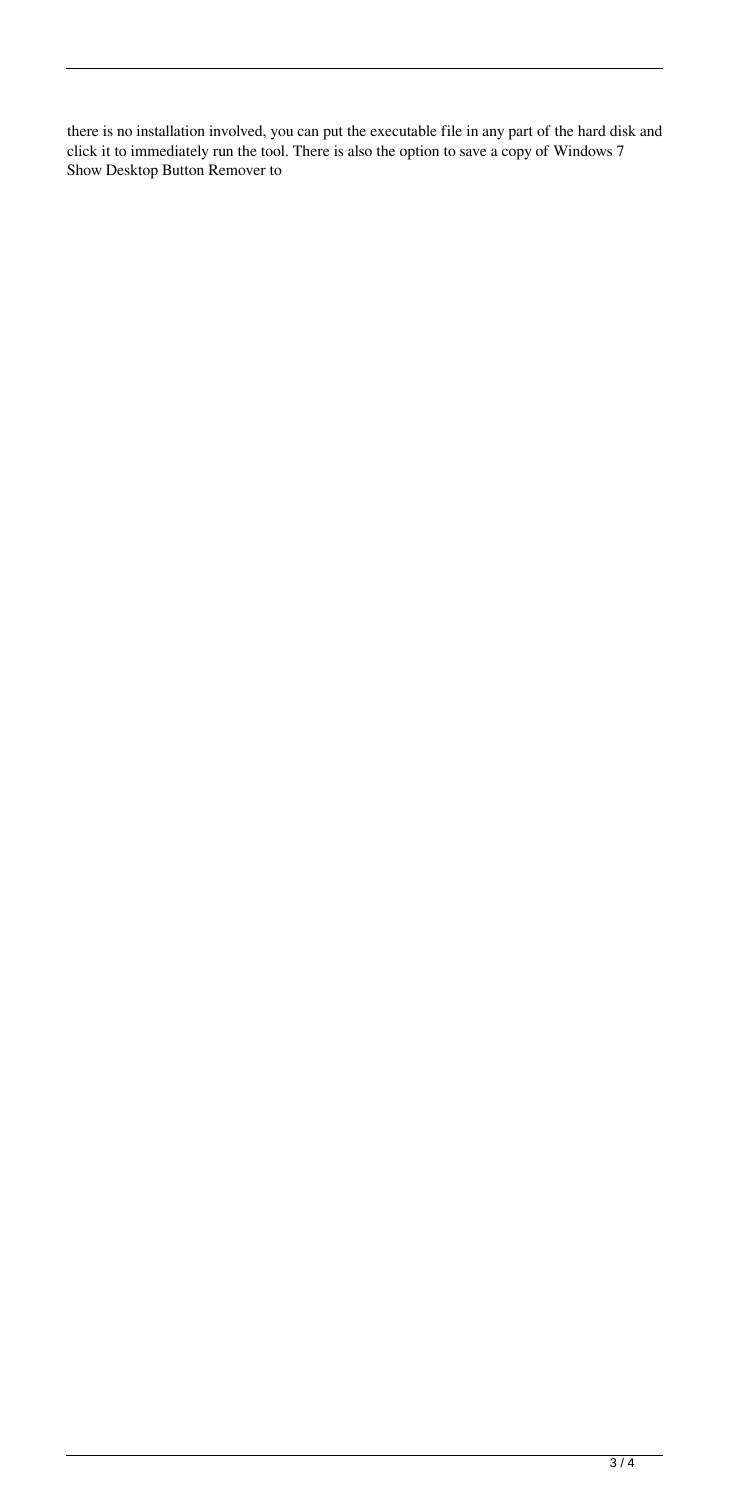there is no installation involved, you can put the executable file in any part of the hard disk and click it to immediately run the tool. There is also the option to save a copy of Windows 7 Show Desktop Button Remover to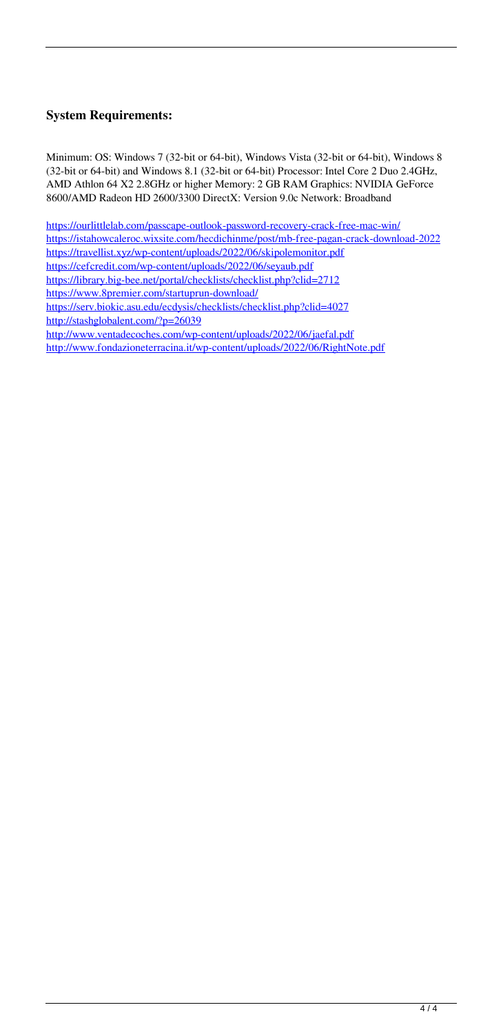## System Requirements:

Minimum: OS: Windows 7 (32-bit or 64-bit), Windows Vista (32-bit or 64-bit), Windows 8 (32-bit or 64-bit) and Windows 8.1 (32-bit or 64-bit) Processor: Intel Core 2 Duo 2.4GHz, AMD Athlon 64 X2 2.8GHz or higher Memory: 2 GB RAM Graphics: NVIDIA GeForce 8600/AMD Radeon HD 2600/3300 DirectX: Version 9.0c Network: Broadband

https://ourlittlelab.com/passcape-outlook-password-recovery-crack-free-mac-win/
https://istahowcaleroc.wixsite.com/hecdichinme/post/mb-free-pagan-crack-download-2022
https://travellist.xyz/wp-content/uploads/2022/06/skipolemonitor.pdf
https://cefcredit.com/wp-content/uploads/2022/06/seyaub.pdf
https://library.big-bee.net/portal/checklists/checklist.php?clid=2712
https://www.8premier.com/startuprun-download/
https://serv.biokic.asu.edu/ecdysis/checklists/checklist.php?clid=4027
http://stashglobalent.com/?p=26039
http://www.ventadecoches.com/wp-content/uploads/2022/06/jaefal.pdf
http://www.fondazioneterracina.it/wp-content/uploads/2022/06/RightNote.pdf